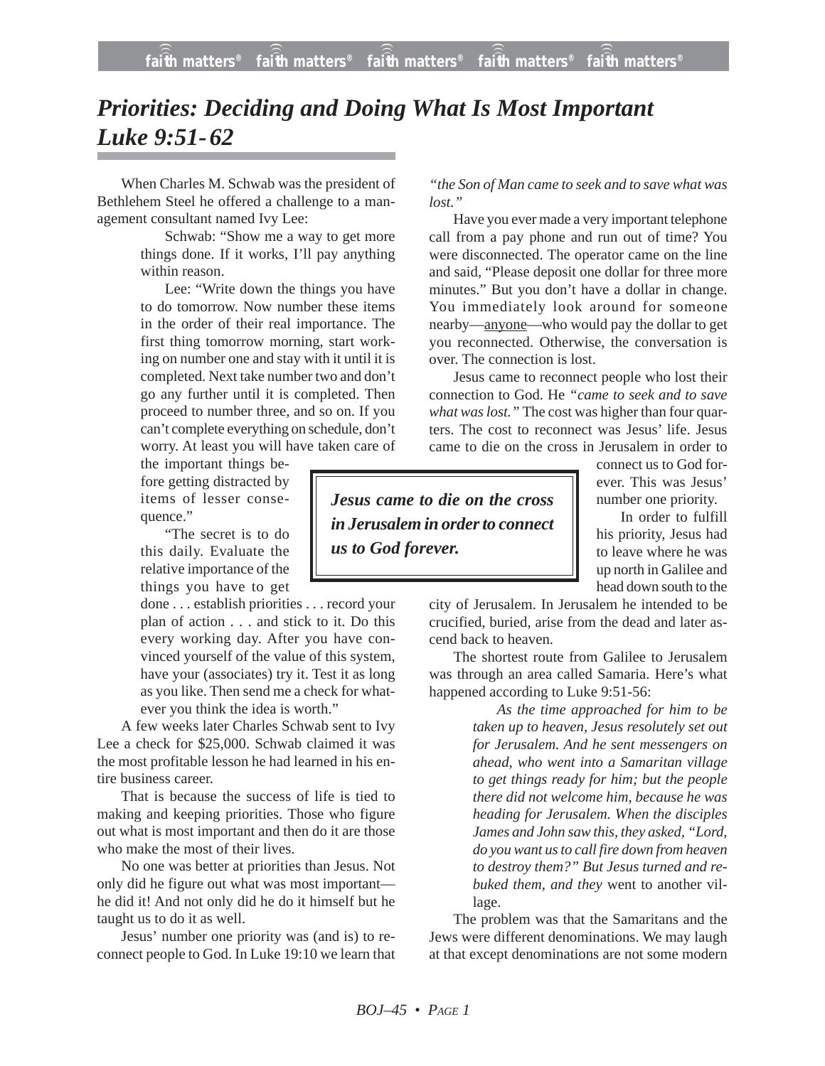# *Priorities: Deciding and Doing What Is Most Important Luke 9:51-62*

When Charles M. Schwab was the president of Bethlehem Steel he offered a challenge to a management consultant named Ivy Lee:

> Schwab: "Show me a way to get more things done. If it works, I'll pay anything within reason.
>
> Lee: "Write down the things you have to do tomorrow. Now number these items in the order of their real importance. The first thing tomorrow morning, start working on number one and stay with it until it is completed. Next take number two and don't go any further until it is completed. Then proceed to number three, and so on. If you can't complete everything on schedule, don't worry. At least you will have taken care of the important things before getting distracted by items of lesser consequence."
>
> "The secret is to do this daily. Evaluate the relative importance of the things you have to get done . . . establish priorities . . . record your plan of action . . . and stick to it. Do this every working day. After you have convinced yourself of the value of this system, have your (associates) try it. Test it as long as you like. Then send me a check for whatever you think the idea is worth."

A few weeks later Charles Schwab sent to Ivy Lee a check for $25,000. Schwab claimed it was the most profitable lesson he had learned in his entire business career.

That is because the success of life is tied to making and keeping priorities. Those who figure out what is most important and then do it are those who make the most of their lives.

No one was better at priorities than Jesus. Not only did he figure out what was most important—he did it! And not only did he do it himself but he taught us to do it as well.

Jesus' number one priority was (and is) to reconnect people to God. In Luke 19:10 we learn that *"the Son of Man came to seek and to save what was lost."*

Have you ever made a very important telephone call from a pay phone and run out of time? You were disconnected. The operator came on the line and said, "Please deposit one dollar for three more minutes." But you don't have a dollar in change. You immediately look around for someone nearby—anyone—who would pay the dollar to get you reconnected. Otherwise, the conversation is over. The connection is lost.

Jesus came to reconnect people who lost their connection to God. He *"came to seek and to save what was lost."* The cost was higher than four quarters. The cost to reconnect was Jesus' life. Jesus came to die on the cross in Jerusalem in order to connect us to God forever. This was Jesus' number one priority.

> ***Jesus came to die on the cross in Jerusalem in order to connect us to God forever.***

In order to fulfill his priority, Jesus had to leave where he was up north in Galilee and head down south to the city of Jerusalem. In Jerusalem he intended to be crucified, buried, arise from the dead and later ascend back to heaven.

The shortest route from Galilee to Jerusalem was through an area called Samaria. Here's what happened according to Luke 9:51-56:

> *As the time approached for him to be taken up to heaven, Jesus resolutely set out for Jerusalem. And he sent messengers on ahead, who went into a Samaritan village to get things ready for him; but the people there did not welcome him, because he was heading for Jerusalem. When the disciples James and John saw this, they asked, "Lord, do you want us to call fire down from heaven to destroy them?" But Jesus turned and rebuked them, and they* went to another village.

The problem was that the Samaritans and the Jews were different denominations. We may laugh at that except denominations are not some modern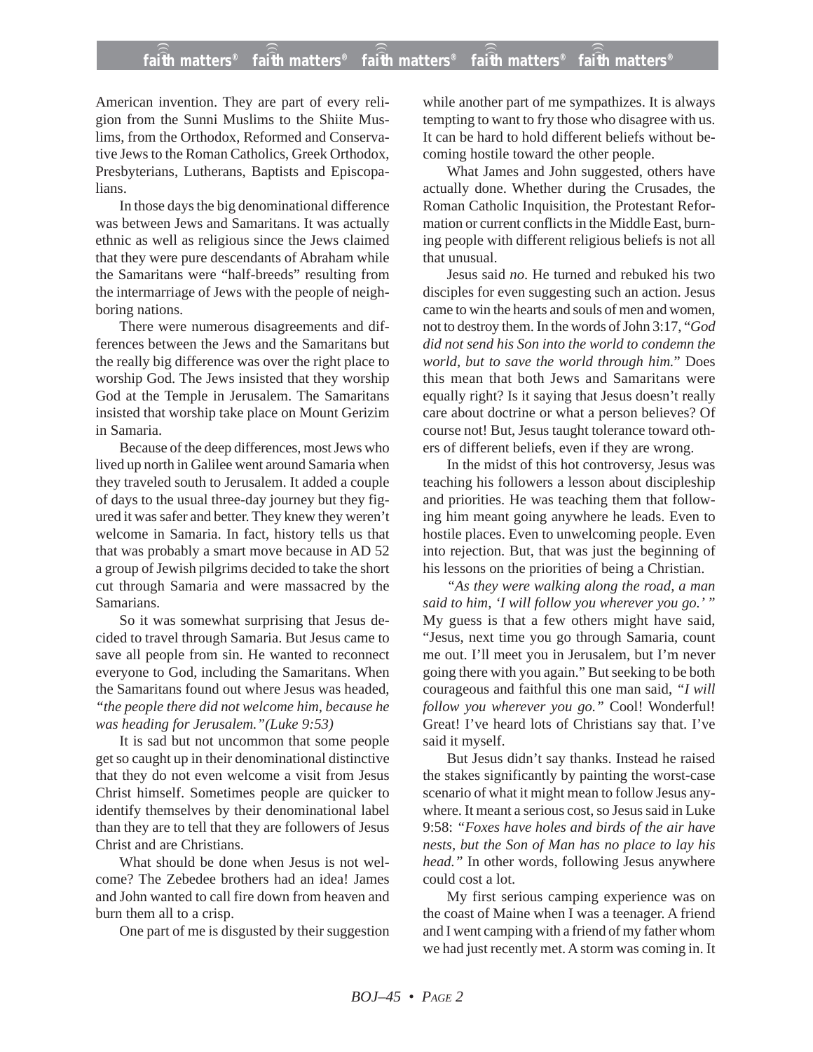American invention. They are part of every religion from the Sunni Muslims to the Shiite Muslims, from the Orthodox, Reformed and Conservative Jews to the Roman Catholics, Greek Orthodox, Presbyterians, Lutherans, Baptists and Episcopalians.

In those days the big denominational difference was between Jews and Samaritans. It was actually ethnic as well as religious since the Jews claimed that they were pure descendants of Abraham while the Samaritans were "half-breeds" resulting from the intermarriage of Jews with the people of neighboring nations.

There were numerous disagreements and differences between the Jews and the Samaritans but the really big difference was over the right place to worship God. The Jews insisted that they worship God at the Temple in Jerusalem. The Samaritans insisted that worship take place on Mount Gerizim in Samaria.

Because of the deep differences, most Jews who lived up north in Galilee went around Samaria when they traveled south to Jerusalem. It added a couple of days to the usual three-day journey but they figured it was safer and better. They knew they weren't welcome in Samaria. In fact, history tells us that that was probably a smart move because in AD 52 a group of Jewish pilgrims decided to take the short cut through Samaria and were massacred by the Samarians.

So it was somewhat surprising that Jesus decided to travel through Samaria. But Jesus came to save all people from sin. He wanted to reconnect everyone to God, including the Samaritans. When the Samaritans found out where Jesus was headed, *"the people there did not welcome him, because he was heading for Jerusalem."(Luke 9:53)*

It is sad but not uncommon that some people get so caught up in their denominational distinctive that they do not even welcome a visit from Jesus Christ himself. Sometimes people are quicker to identify themselves by their denominational label than they are to tell that they are followers of Jesus Christ and are Christians.

What should be done when Jesus is not welcome? The Zebedee brothers had an idea! James and John wanted to call fire down from heaven and burn them all to a crisp.

One part of me is disgusted by their suggestion while another part of me sympathizes. It is always tempting to want to fry those who disagree with us. It can be hard to hold different beliefs without becoming hostile toward the other people.

What James and John suggested, others have actually done. Whether during the Crusades, the Roman Catholic Inquisition, the Protestant Reformation or current conflicts in the Middle East, burning people with different religious beliefs is not all that unusual.

Jesus said *no*. He turned and rebuked his two disciples for even suggesting such an action. Jesus came to win the hearts and souls of men and women, not to destroy them. In the words of John 3:17, "*God did not send his Son into the world to condemn the world, but to save the world through him.*" Does this mean that both Jews and Samaritans were equally right? Is it saying that Jesus doesn't really care about doctrine or what a person believes? Of course not! But, Jesus taught tolerance toward others of different beliefs, even if they are wrong.

In the midst of this hot controversy, Jesus was teaching his followers a lesson about discipleship and priorities. He was teaching them that following him meant going anywhere he leads. Even to hostile places. Even to unwelcoming people. Even into rejection. But, that was just the beginning of his lessons on the priorities of being a Christian.

*"As they were walking along the road, a man said to him, 'I will follow you wherever you go.' "* My guess is that a few others might have said, "Jesus, next time you go through Samaria, count me out. I'll meet you in Jerusalem, but I'm never going there with you again." But seeking to be both courageous and faithful this one man said, *"I will follow you wherever you go."* Cool! Wonderful! Great! I've heard lots of Christians say that. I've said it myself.

But Jesus didn't say thanks. Instead he raised the stakes significantly by painting the worst-case scenario of what it might mean to follow Jesus anywhere. It meant a serious cost, so Jesus said in Luke 9:58: *"Foxes have holes and birds of the air have nests, but the Son of Man has no place to lay his head."* In other words, following Jesus anywhere could cost a lot.

My first serious camping experience was on the coast of Maine when I was a teenager. A friend and I went camping with a friend of my father whom we had just recently met. A storm was coming in. It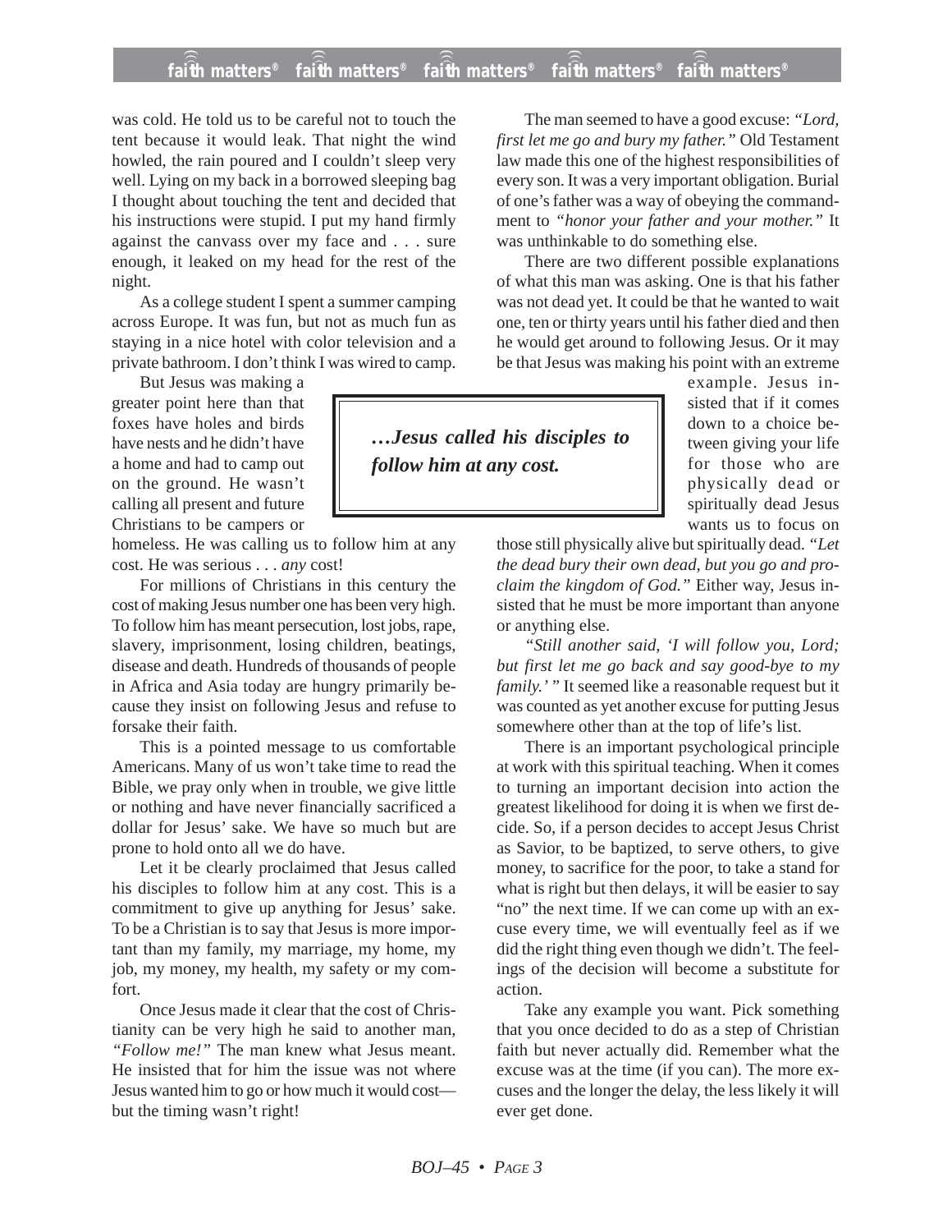was cold. He told us to be careful not to touch the tent because it would leak. That night the wind howled, the rain poured and I couldn't sleep very well. Lying on my back in a borrowed sleeping bag I thought about touching the tent and decided that his instructions were stupid. I put my hand firmly against the canvass over my face and . . . sure enough, it leaked on my head for the rest of the night.

As a college student I spent a summer camping across Europe. It was fun, but not as much fun as staying in a nice hotel with color television and a private bathroom. I don't think I was wired to camp.

But Jesus was making a greater point here than that foxes have holes and birds have nests and he didn't have a home and had to camp out on the ground. He wasn't calling all present and future Christians to be campers or homeless. He was calling us to follow him at any cost. He was serious . . . *any* cost!

For millions of Christians in this century the cost of making Jesus number one has been very high. To follow him has meant persecution, lost jobs, rape, slavery, imprisonment, losing children, beatings, disease and death. Hundreds of thousands of people in Africa and Asia today are hungry primarily because they insist on following Jesus and refuse to forsake their faith.

This is a pointed message to us comfortable Americans. Many of us won't take time to read the Bible, we pray only when in trouble, we give little or nothing and have never financially sacrificed a dollar for Jesus' sake. We have so much but are prone to hold onto all we do have.

Let it be clearly proclaimed that Jesus called his disciples to follow him at any cost. This is a commitment to give up anything for Jesus' sake. To be a Christian is to say that Jesus is more important than my family, my marriage, my home, my job, my money, my health, my safety or my comfort.

Once Jesus made it clear that the cost of Christianity can be very high he said to another man, *"Follow me!"* The man knew what Jesus meant. He insisted that for him the issue was not where Jesus wanted him to go or how much it would cost—but the timing wasn't right!

The man seemed to have a good excuse: *"Lord, first let me go and bury my father."* Old Testament law made this one of the highest responsibilities of every son. It was a very important obligation. Burial of one's father was a way of obeying the commandment to *"honor your father and your mother."* It was unthinkable to do something else.

There are two different possible explanations of what this man was asking. One is that his father was not dead yet. It could be that he wanted to wait one, ten or thirty years until his father died and then he would get around to following Jesus. Or it may be that Jesus was making his point with an extreme example. Jesus insisted that if it comes down to a choice between giving your life for those who are physically dead or spiritually dead Jesus wants us to focus on those still physically alive but spiritually dead. *"Let the dead bury their own dead, but you go and proclaim the kingdom of God."* Either way, Jesus insisted that he must be more important than anyone or anything else.

> ***…Jesus called his disciples to follow him at any cost.***

*"Still another said, 'I will follow you, Lord; but first let me go back and say good-bye to my family.'"* It seemed like a reasonable request but it was counted as yet another excuse for putting Jesus somewhere other than at the top of life's list.

There is an important psychological principle at work with this spiritual teaching. When it comes to turning an important decision into action the greatest likelihood for doing it is when we first decide. So, if a person decides to accept Jesus Christ as Savior, to be baptized, to serve others, to give money, to sacrifice for the poor, to take a stand for what is right but then delays, it will be easier to say "no" the next time. If we can come up with an excuse every time, we will eventually feel as if we did the right thing even though we didn't. The feelings of the decision will become a substitute for action.

Take any example you want. Pick something that you once decided to do as a step of Christian faith but never actually did. Remember what the excuse was at the time (if you can). The more excuses and the longer the delay, the less likely it will ever get done.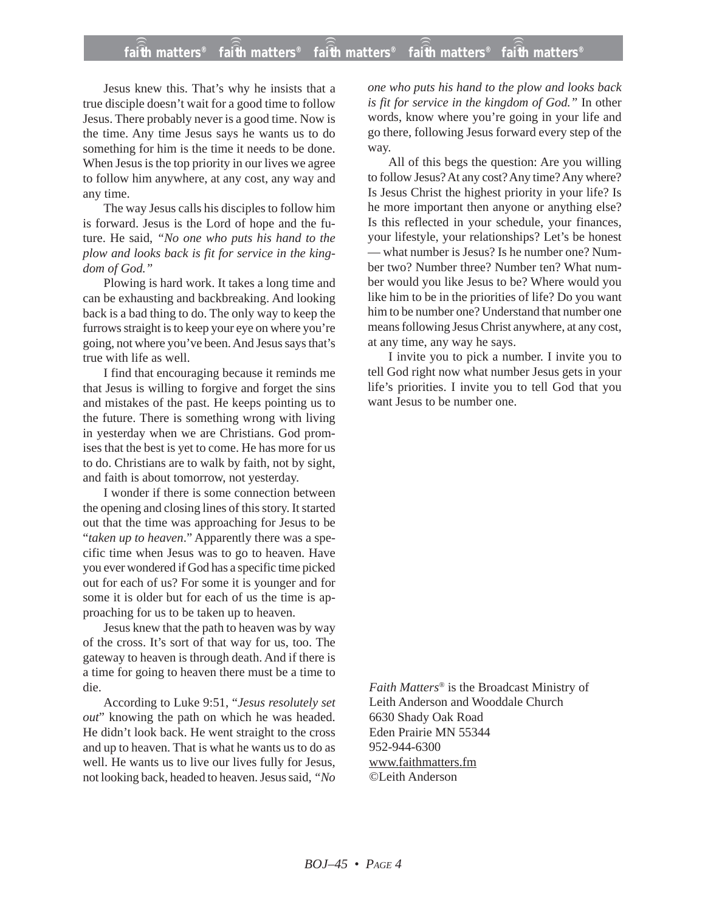Jesus knew this. That's why he insists that a true disciple doesn't wait for a good time to follow Jesus. There probably never is a good time. Now is the time. Any time Jesus says he wants us to do something for him is the time it needs to be done. When Jesus is the top priority in our lives we agree to follow him anywhere, at any cost, any way and any time.

The way Jesus calls his disciples to follow him is forward. Jesus is the Lord of hope and the future. He said, *"No one who puts his hand to the plow and looks back is fit for service in the kingdom of God."*

Plowing is hard work. It takes a long time and can be exhausting and backbreaking. And looking back is a bad thing to do. The only way to keep the furrows straight is to keep your eye on where you're going, not where you've been. And Jesus says that's true with life as well.

I find that encouraging because it reminds me that Jesus is willing to forgive and forget the sins and mistakes of the past. He keeps pointing us to the future. There is something wrong with living in yesterday when we are Christians. God promises that the best is yet to come. He has more for us to do. Christians are to walk by faith, not by sight, and faith is about tomorrow, not yesterday.

I wonder if there is some connection between the opening and closing lines of this story. It started out that the time was approaching for Jesus to be "*taken up to heaven*." Apparently there was a specific time when Jesus was to go to heaven. Have you ever wondered if God has a specific time picked out for each of us? For some it is younger and for some it is older but for each of us the time is approaching for us to be taken up to heaven.

Jesus knew that the path to heaven was by way of the cross. It's sort of that way for us, too. The gateway to heaven is through death. And if there is a time for going to heaven there must be a time to die.

According to Luke 9:51, "*Jesus resolutely set out*" knowing the path on which he was headed. He didn't look back. He went straight to the cross and up to heaven. That is what he wants us to do as well. He wants us to live our lives fully for Jesus, not looking back, headed to heaven. Jesus said, *"No one who puts his hand to the plow and looks back is fit for service in the kingdom of God."* In other words, know where you're going in your life and go there, following Jesus forward every step of the way.

All of this begs the question: Are you willing to follow Jesus? At any cost? Any time? Any where? Is Jesus Christ the highest priority in your life? Is he more important then anyone or anything else? Is this reflected in your schedule, your finances, your lifestyle, your relationships? Let's be honest — what number is Jesus? Is he number one? Number two? Number three? Number ten? What number would you like Jesus to be? Where would you like him to be in the priorities of life? Do you want him to be number one? Understand that number one means following Jesus Christ anywhere, at any cost, at any time, any way he says.

I invite you to pick a number. I invite you to tell God right now what number Jesus gets in your life's priorities. I invite you to tell God that you want Jesus to be number one.

*Faith Matters*® is the Broadcast Ministry of
Leith Anderson and Wooddale Church
6630 Shady Oak Road
Eden Prairie MN 55344
952-944-6300
www.faithmatters.fm
©Leith Anderson